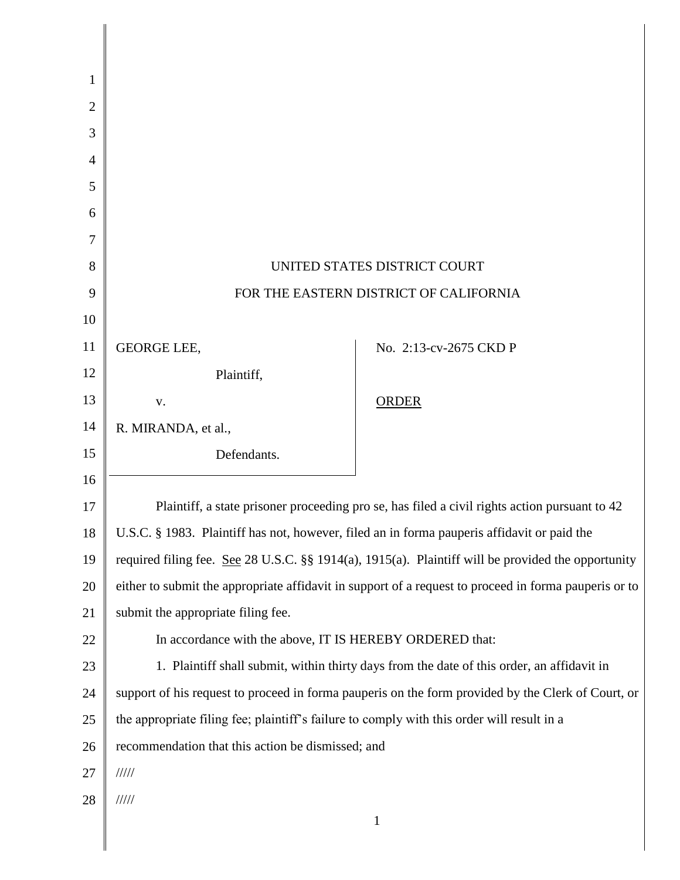UNITED STATES DISTRICT COURT

FOR THE EASTERN DISTRICT OF CALIFORNIA

| | |
|---|---|
| GEORGE LEE,<br>Plaintiff,<br>v.<br>R. MIRANDA, et al.,<br>Defendants. | No. 2:13-cv-2675 CKD P<br><br>ORDER |

Plaintiff, a state prisoner proceeding pro se, has filed a civil rights action pursuant to 42 U.S.C. § 1983. Plaintiff has not, however, filed an in forma pauperis affidavit or paid the required filing fee. See 28 U.S.C. §§ 1914(a), 1915(a). Plaintiff will be provided the opportunity either to submit the appropriate affidavit in support of a request to proceed in forma pauperis or to submit the appropriate filing fee.

In accordance with the above, IT IS HEREBY ORDERED that:

1. Plaintiff shall submit, within thirty days from the date of this order, an affidavit in support of his request to proceed in forma pauperis on the form provided by the Clerk of Court, or the appropriate filing fee; plaintiff's failure to comply with this order will result in a recommendation that this action be dismissed; and

/////

/////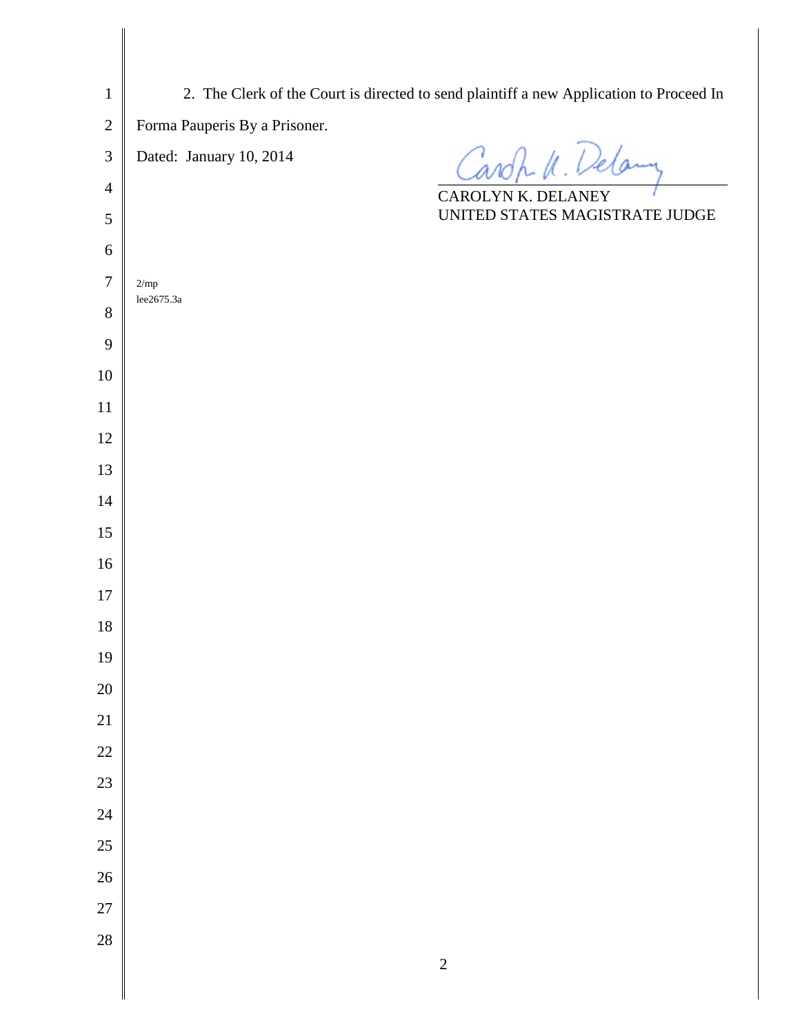2. The Clerk of the Court is directed to send plaintiff a new Application to Proceed In Forma Pauperis By a Prisoner.

Dated: January 10, 2014

CAROLYN K. DELANEY
UNITED STATES MAGISTRATE JUDGE

2/mp
lee2675.3a